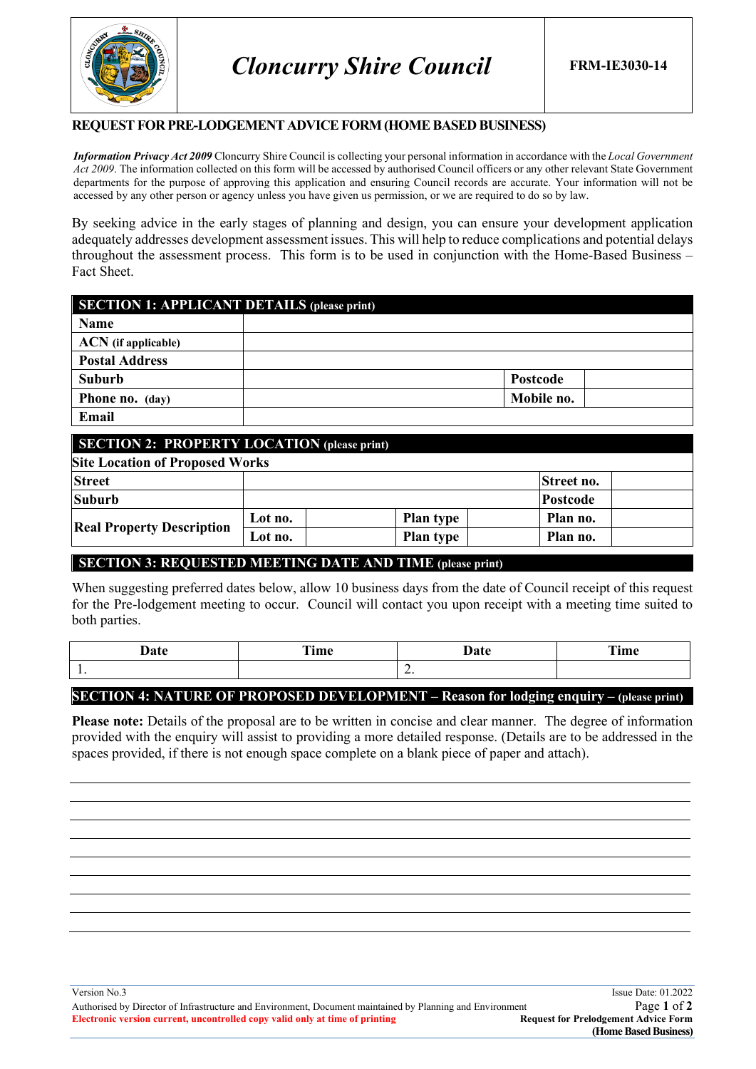# Cloncurry Shire Council

**FRM-IE3030-14**

## REQUEST FOR PRE-LODGEMENT ADVICE FORM (HOME BASED BUSINESS)

***Information Privacy Act 2009*** Cloncurry Shire Council is collecting your personal information in accordance with the *Local Government Act 2009*. The information collected on this form will be accessed by authorised Council officers or any other relevant State Government departments for the purpose of approving this application and ensuring Council records are accurate. Your information will not be accessed by any other person or agency unless you have given us permission, or we are required to do so by law.

By seeking advice in the early stages of planning and design, you can ensure your development application adequately addresses development assessment issues. This will help to reduce complications and potential delays throughout the assessment process. This form is to be used in conjunction with the Home-Based Business – Fact Sheet.

### SECTION 1: APPLICANT DETAILS (please print)

| | | | |
|---|---|---|---|
| **Name** | | | |
| **ACN** (if applicable) | | | |
| **Postal Address** | | | |
| **Suburb** | | **Postcode** | |
| **Phone no.** (day) | | **Mobile no.** | |
| **Email** | | | |

### SECTION 2: PROPERTY LOCATION (please print)

**Site Location of Proposed Works**

| | | | | | | |
|---|---|---|---|---|---|---|
| **Street** | | | | | **Street no.** | |
| **Suburb** | | | | | **Postcode** | |
| **Real Property Description** | **Lot no.** | | **Plan type** | | **Plan no.** | |
| | **Lot no.** | | **Plan type** | | **Plan no.** | |

### SECTION 3: REQUESTED MEETING DATE AND TIME (please print)

When suggesting preferred dates below, allow 10 business days from the date of Council receipt of this request for the Pre-lodgement meeting to occur. Council will contact you upon receipt with a meeting time suited to both parties.

| Date | Time | Date | Time |
|---|---|---|---|
| 1. | | 2. | |

### SECTION 4: NATURE OF PROPOSED DEVELOPMENT – Reason for lodging enquiry – (please print)

**Please note:** Details of the proposal are to be written in concise and clear manner. The degree of information provided with the enquiry will assist to providing a more detailed response. (Details are to be addressed in the spaces provided, if there is not enough space complete on a blank piece of paper and attach).

Version No.3

Issue Date: 01.2022

Authorised by Director of Infrastructure and Environment, Document maintained by Planning and Environment

**Electronic version current, uncontrolled copy valid only at time of printing**

**Request for Prelodgement Advice Form (Home Based Business)**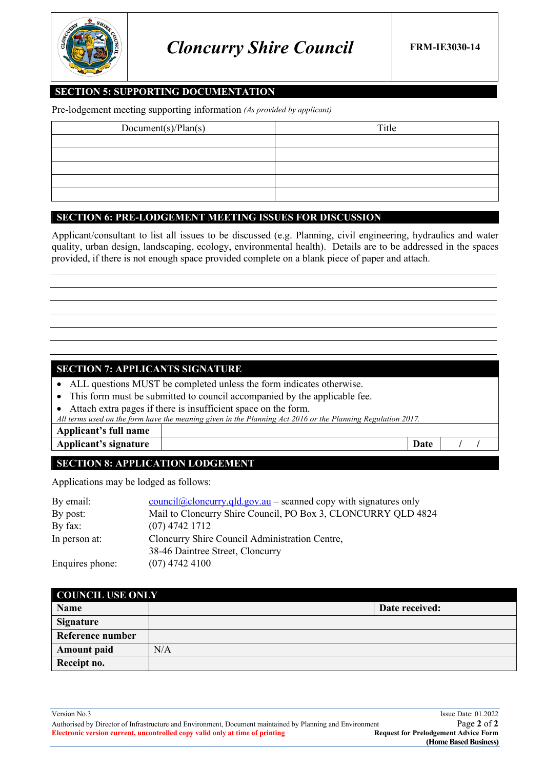## SECTION 5: SUPPORTING DOCUMENTATION

Pre-lodgement meeting supporting information *(As provided by applicant)*

| Document(s)/Plan(s) | Title |
|---|---|
| | |
| | |
| | |
| | |
| | |

## SECTION 6: PRE-LODGEMENT MEETING ISSUES FOR DISCUSSION

Applicant/consultant to list all issues to be discussed (e.g. Planning, civil engineering, hydraulics and water quality, urban design, landscaping, ecology, environmental health). Details are to be addressed in the spaces provided, if there is not enough space provided complete on a blank piece of paper and attach.

## SECTION 7: APPLICANTS SIGNATURE

- ALL questions MUST be completed unless the form indicates otherwise.
- This form must be submitted to council accompanied by the applicable fee.
- Attach extra pages if there is insufficient space on the form.

*All terms used on the form have the meaning given in the Planning Act 2016 or the Planning Regulation 2017.*

| | | | |
|---|---|---|---|
| **Applicant's full name** | | | |
| **Applicant's signature** | | **Date** | / / |

## SECTION 8: APPLICATION LODGEMENT

Applications may be lodged as follows:

| | |
|---|---|
| By email: | council@cloncurry.qld.gov.au – scanned copy with signatures only |
| By post: | Mail to Cloncurry Shire Council, PO Box 3, CLONCURRY QLD 4824 |
| By fax: | (07) 4742 1712 |
| In person at: | Cloncurry Shire Council Administration Centre,<br>38-46 Daintree Street, Cloncurry |
| Enquires phone: | (07) 4742 4100 |

## COUNCIL USE ONLY

| | | |
|---|---|---|
| **Name** | | **Date received:** |
| **Signature** | | |
| **Reference number** | | |
| **Amount paid** | N/A | |
| **Receipt no.** | | |